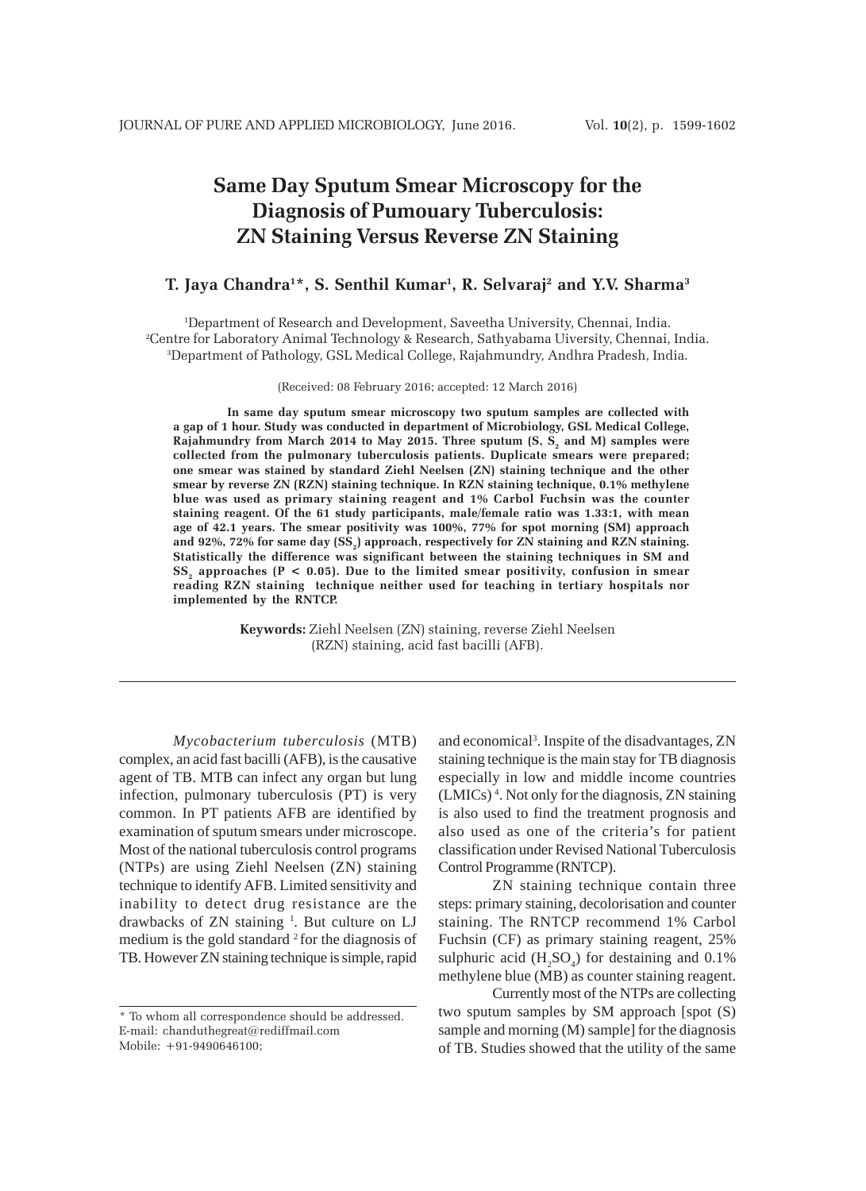# Same Day Sputum Smear Microscopy for the Diagnosis of Pumouary Tuberculosis: ZN Staining Versus Reverse ZN Staining

**T. Jaya Chandra[1]*, S. Senthil Kumar[1], R. Selvaraj[2] and Y.V. Sharma[3]**

[1]Department of Research and Development, Saveetha University, Chennai, India.
[2]Centre for Laboratory Animal Technology & Research, Sathyabama Uiversity, Chennai, India.
[3]Department of Pathology, GSL Medical College, Rajahmundry, Andhra Pradesh, India.

(Received: 08 February 2016; accepted: 12 March 2016)

**In same day sputum smear microscopy two sputum samples are collected with a gap of 1 hour. Study was conducted in department of Microbiology, GSL Medical College, Rajahmundry from March 2014 to May 2015. Three sputum (S, $S_2$ and M) samples were collected from the pulmonary tuberculosis patients. Duplicate smears were prepared; one smear was stained by standard Ziehl Neelsen (ZN) staining technique and the other smear by reverse ZN (RZN) staining technique. In RZN staining technique, 0.1% methylene blue was used as primary staining reagent and 1% Carbol Fuchsin was the counter staining reagent. Of the 61 study participants, male/female ratio was 1.33:1, with mean age of 42.1 years. The smear positivity was 100%, 77% for spot morning (SM) approach and 92%, 72% for same day ($SS_2$) approach, respectively for ZN staining and RZN staining. Statistically the difference was significant between the staining techniques in SM and $SS_2$ approaches ($P < 0.05$). Due to the limited smear positivity, confusion in smear reading RZN staining technique neither used for teaching in tertiary hospitals nor implemented by the RNTCP.**

**Keywords:** Ziehl Neelsen (ZN) staining, reverse Ziehl Neelsen (RZN) staining, acid fast bacilli (AFB).

---

*Mycobacterium tuberculosis* (MTB) complex, an acid fast bacilli (AFB), is the causative agent of TB. MTB can infect any organ but lung infection, pulmonary tuberculosis (PT) is very common. In PT patients AFB are identified by examination of sputum smears under microscope. Most of the national tuberculosis control programs (NTPs) are using Ziehl Neelsen (ZN) staining technique to identify AFB. Limited sensitivity and inability to detect drug resistance are the drawbacks of ZN staining [1]. But culture on LJ medium is the gold standard [2] for the diagnosis of TB. However ZN staining technique is simple, rapid and economical[3]. Inspite of the disadvantages, ZN staining technique is the main stay for TB diagnosis especially in low and middle income countries (LMICs) [4]. Not only for the diagnosis, ZN staining is also used to find the treatment prognosis and also used as one of the criteria's for patient classification under Revised National Tuberculosis Control Programme (RNTCP).

ZN staining technique contain three steps: primary staining, decolorisation and counter staining. The RNTCP recommend 1% Carbol Fuchsin (CF) as primary staining reagent, 25% sulphuric acid ($H_2SO_4$) for destaining and 0.1% methylene blue (MB) as counter staining reagent.

Currently most of the NTPs are collecting two sputum samples by SM approach [spot (S) sample and morning (M) sample] for the diagnosis of TB. Studies showed that the utility of the same

* To whom all correspondence should be addressed.
E-mail: chanduthegreat@rediffmail.com
Mobile: +91-9490646100;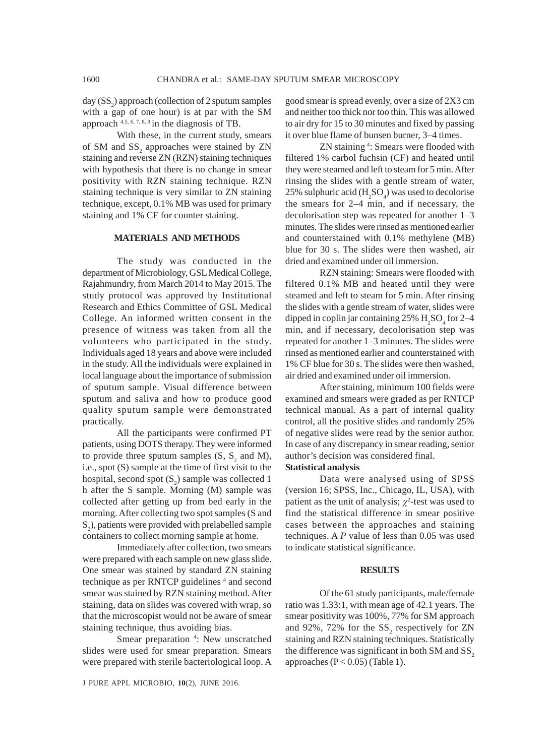day ($SS_2$) approach (collection of 2 sputum samples with a gap of one hour) is at par with the SM approach [4,5,6,7,8,9] in the diagnosis of TB.

With these, in the current study, smears of SM and $SS_2$ approaches were stained by ZN staining and reverse ZN (RZN) staining techniques with hypothesis that there is no change in smear positivity with RZN staining technique. RZN staining technique is very similar to ZN staining technique, except, 0.1% MB was used for primary staining and 1% CF for counter staining.

## MATERIALS AND METHODS

The study was conducted in the department of Microbiology, GSL Medical College, Rajahmundry, from March 2014 to May 2015. The study protocol was approved by Institutional Research and Ethics Committee of GSL Medical College. An informed written consent in the presence of witness was taken from all the volunteers who participated in the study. Individuals aged 18 years and above were included in the study. All the individuals were explained in local language about the importance of submission of sputum sample. Visual difference between sputum and saliva and how to produce good quality sputum sample were demonstrated practically.

All the participants were confirmed PT patients, using DOTS therapy. They were informed to provide three sputum samples (S, $S_2$ and M), i.e., spot (S) sample at the time of first visit to the hospital, second spot ($S_2$) sample was collected 1 h after the S sample. Morning (M) sample was collected after getting up from bed early in the morning. After collecting two spot samples (S and $S_2$), patients were provided with prelabelled sample containers to collect morning sample at home.

Immediately after collection, two smears were prepared with each sample on new glass slide. One smear was stained by standard ZN staining technique as per RNTCP guidelines [4] and second smear was stained by RZN staining method. After staining, data on slides was covered with wrap, so that the microscopist would not be aware of smear staining technique, thus avoiding bias.

Smear preparation [4]: New unscratched slides were used for smear preparation. Smears were prepared with sterile bacteriological loop. A good smear is spread evenly, over a size of 2X3 cm and neither too thick nor too thin. This was allowed to air dry for 15 to 30 minutes and fixed by passing it over blue flame of bunsen burner, 3–4 times.

ZN staining [4]: Smears were flooded with filtered 1% carbol fuchsin (CF) and heated until they were steamed and left to steam for 5 min. After rinsing the slides with a gentle stream of water, 25% sulphuric acid ($H_2SO_4$) was used to decolorise the smears for 2–4 min, and if necessary, the decolorisation step was repeated for another 1–3 minutes. The slides were rinsed as mentioned earlier and counterstained with 0.1% methylene (MB) blue for 30 s. The slides were then washed, air dried and examined under oil immersion.

RZN staining: Smears were flooded with filtered 0.1% MB and heated until they were steamed and left to steam for 5 min. After rinsing the slides with a gentle stream of water, slides were dipped in coplin jar containing 25% $H_2SO_4$ for 2–4 min, and if necessary, decolorisation step was repeated for another 1–3 minutes. The slides were rinsed as mentioned earlier and counterstained with 1% CF blue for 30 s. The slides were then washed, air dried and examined under oil immersion.

After staining, minimum 100 fields were examined and smears were graded as per RNTCP technical manual. As a part of internal quality control, all the positive slides and randomly 25% of negative slides were read by the senior author. In case of any discrepancy in smear reading, senior author's decision was considered final.

### Statistical analysis

Data were analysed using of SPSS (version 16; SPSS, Inc., Chicago, IL, USA), with patient as the unit of analysis; $\chi^2$-test was used to find the statistical difference in smear positive cases between the approaches and staining techniques. A *P* value of less than 0.05 was used to indicate statistical significance.

## RESULTS

Of the 61 study participants, male/female ratio was 1.33:1, with mean age of 42.1 years. The smear positivity was 100%, 77% for SM approach and 92%, 72% for the $SS_2$ respectively for ZN staining and RZN staining techniques. Statistically the difference was significant in both SM and $SS_2$ approaches ($P < 0.05$) (Table 1).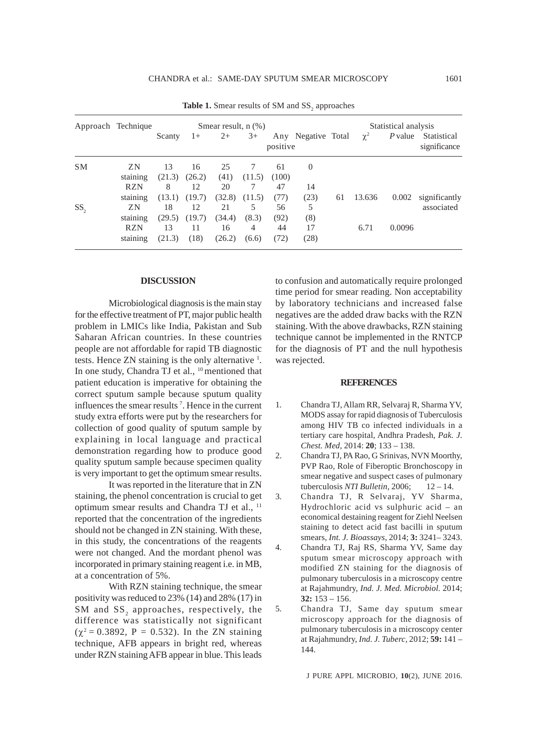**Table 1.** Smear results of SM and $SS_2$ approaches

| Approach | Technique | Smear result, n (%) | | | | | | | Statistical analysis | | |
|---|---|---|---|---|---|---|---|---|---|---|---|
| | | Scanty | 1+ | 2+ | 3+ | Any positive | Negative | Total | $\chi^2$ | *P* value | Statistical significance |
| SM | ZN staining | 13 (21.3) | 16 (26.2) | 25 (41) | 7 (11.5) | 61 (100) | 0 | | | | |
| | RZN staining | 8 (13.1) | 12 (19.7) | 20 (32.8) | 7 (11.5) | 47 (77) | 14 (23) | 61 | 13.636 | 0.002 | significantly associated |
| $SS_2$ | ZN staining | 18 (29.5) | 12 (19.7) | 21 (34.4) | 5 (8.3) | 56 (92) | 5 (8) | | | | |
| | RZN staining | 13 (21.3) | 11 (18) | 16 (26.2) | 4 (6.6) | 44 (72) | 17 (28) | | 6.71 | 0.0096 | |

## DISCUSSION

Microbiological diagnosis is the main stay for the effective treatment of PT, major public health problem in LMICs like India, Pakistan and Sub Saharan African countries. In these countries people are not affordable for rapid TB diagnostic tests. Hence ZN staining is the only alternative [1]. In one study, Chandra TJ et al., [10] mentioned that patient education is imperative for obtaining the correct sputum sample because sputum quality influences the smear results [7]. Hence in the current study extra efforts were put by the researchers for collection of good quality of sputum sample by explaining in local language and practical demonstration regarding how to produce good quality sputum sample because specimen quality is very important to get the optimum smear results.

It was reported in the literature that in ZN staining, the phenol concentration is crucial to get optimum smear results and Chandra TJ et al., [11] reported that the concentration of the ingredients should not be changed in ZN staining. With these, in this study, the concentrations of the reagents were not changed. And the mordant phenol was incorporated in primary staining reagent i.e. in MB, at a concentration of 5%.

With RZN staining technique, the smear positivity was reduced to 23% (14) and 28% (17) in SM and $SS_2$ approaches, respectively, the difference was statistically not significant ($\chi^2 = 0.3892$, P = 0.532). In the ZN staining technique, AFB appears in bright red, whereas under RZN staining AFB appear in blue. This leads to confusion and automatically require prolonged time period for smear reading. Non acceptability by laboratory technicians and increased false negatives are the added draw backs with the RZN staining. With the above drawbacks, RZN staining technique cannot be implemented in the RNTCP for the diagnosis of PT and the null hypothesis was rejected.

## REFERENCES

1. Chandra TJ, Allam RR, Selvaraj R, Sharma YV, MODS assay for rapid diagnosis of Tuberculosis among HIV TB co infected individuals in a tertiary care hospital, Andhra Pradesh, *Pak. J. Chest. Med*, 2014: **20**; 133 – 138.
2. Chandra TJ, PA Rao, G Srinivas, NVN Moorthy, PVP Rao, Role of Fiberoptic Bronchoscopy in smear negative and suspect cases of pulmonary tuberculosis *NTI Bulletin*, 2006; 12 – 14.
3. Chandra TJ, R Selvaraj, YV Sharma, Hydrochloric acid vs sulphuric acid – an economical destaining reagent for Ziehl Neelsen staining to detect acid fast bacilli in sputum smears, *Int. J. Bioassays*, 2014; **3:** 3241– 3243.
4. Chandra TJ, Raj RS, Sharma YV, Same day sputum smear microscopy approach with modified ZN staining for the diagnosis of pulmonary tuberculosis in a microscopy centre at Rajahmundry, *Ind. J. Med. Microbiol.* 2014; **32:** 153 – 156.
5. Chandra TJ, Same day sputum smear microscopy approach for the diagnosis of pulmonary tuberculosis in a microscopy center at Rajahmundry, *Ind. J. Tuberc*, 2012; **59:** 141 – 144.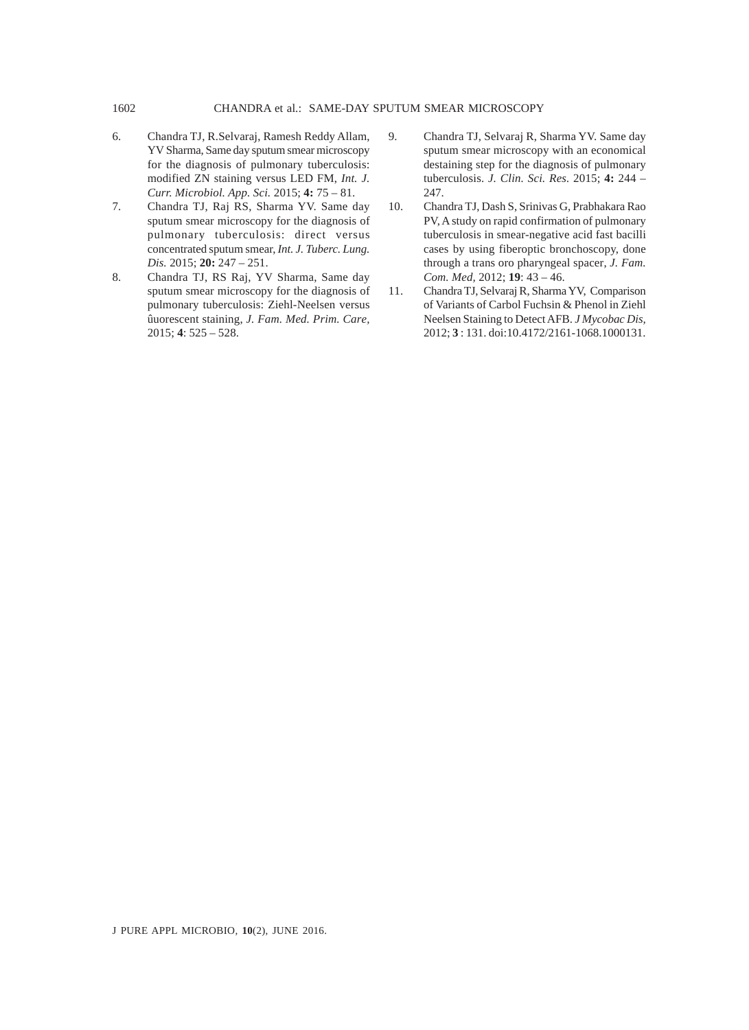6. Chandra TJ, R.Selvaraj, Ramesh Reddy Allam, YV Sharma, Same day sputum smear microscopy for the diagnosis of pulmonary tuberculosis: modified ZN staining versus LED FM, *Int. J. Curr. Microbiol. App. Sci.* 2015; **4:** 75 – 81.
7. Chandra TJ, Raj RS, Sharma YV. Same day sputum smear microscopy for the diagnosis of pulmonary tuberculosis: direct versus concentrated sputum smear, *Int. J. Tuberc. Lung. Dis.* 2015; **20:** 247 – 251.
8. Chandra TJ, RS Raj, YV Sharma, Same day sputum smear microscopy for the diagnosis of pulmonary tuberculosis: Ziehl-Neelsen versus ûuorescent staining, *J. Fam. Med. Prim. Care,* 2015; **4**: 525 – 528.
9. Chandra TJ, Selvaraj R, Sharma YV. Same day sputum smear microscopy with an economical destaining step for the diagnosis of pulmonary tuberculosis. *J. Clin. Sci. Res.* 2015; **4:** 244 – 247.
10. Chandra TJ, Dash S, Srinivas G, Prabhakara Rao PV, A study on rapid confirmation of pulmonary tuberculosis in smear-negative acid fast bacilli cases by using fiberoptic bronchoscopy, done through a trans oro pharyngeal spacer, *J. Fam. Com. Med,* 2012; **19**: 43 – 46.
11. Chandra TJ, Selvaraj R, Sharma YV, Comparison of Variants of Carbol Fuchsin & Phenol in Ziehl Neelsen Staining to Detect AFB. *J Mycobac Dis,* 2012; **3** : 131. doi:10.4172/2161-1068.1000131.